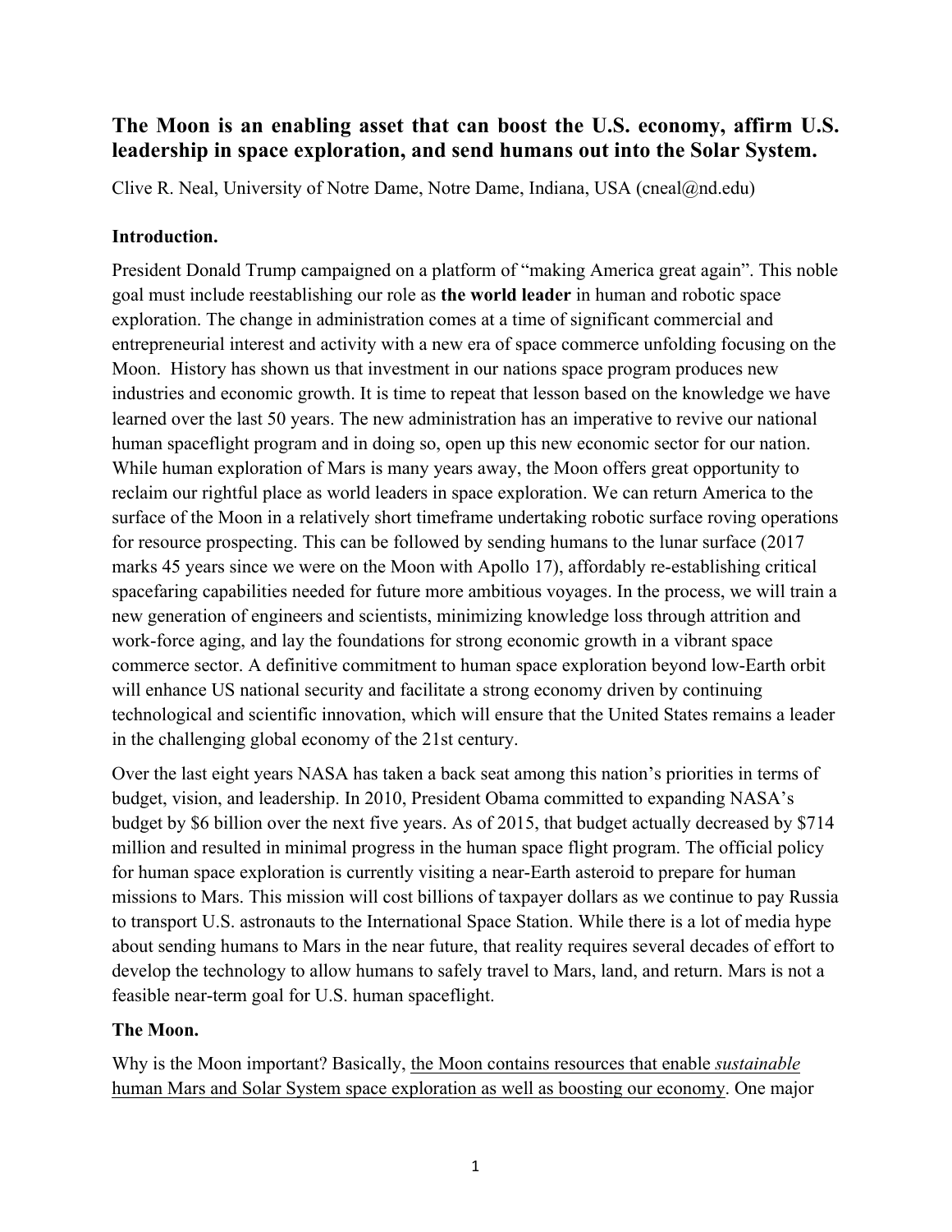# The Moon is an enabling asset that can boost the U.S. economy, affirm U.S. leadership in space exploration, and send humans out into the Solar System.

Clive R. Neal, University of Notre Dame, Notre Dame, Indiana, USA (cneal@nd.edu)

## Introduction.

President Donald Trump campaigned on a platform of "making America great again". This noble goal must include reestablishing our role as **the world leader** in human and robotic space exploration. The change in administration comes at a time of significant commercial and entrepreneurial interest and activity with a new era of space commerce unfolding focusing on the Moon. History has shown us that investment in our nations space program produces new industries and economic growth. It is time to repeat that lesson based on the knowledge we have learned over the last 50 years. The new administration has an imperative to revive our national human spaceflight program and in doing so, open up this new economic sector for our nation. While human exploration of Mars is many years away, the Moon offers great opportunity to reclaim our rightful place as world leaders in space exploration. We can return America to the surface of the Moon in a relatively short timeframe undertaking robotic surface roving operations for resource prospecting. This can be followed by sending humans to the lunar surface (2017 marks 45 years since we were on the Moon with Apollo 17), affordably re-establishing critical spacefaring capabilities needed for future more ambitious voyages. In the process, we will train a new generation of engineers and scientists, minimizing knowledge loss through attrition and work-force aging, and lay the foundations for strong economic growth in a vibrant space commerce sector. A definitive commitment to human space exploration beyond low-Earth orbit will enhance US national security and facilitate a strong economy driven by continuing technological and scientific innovation, which will ensure that the United States remains a leader in the challenging global economy of the 21st century.

Over the last eight years NASA has taken a back seat among this nation's priorities in terms of budget, vision, and leadership. In 2010, President Obama committed to expanding NASA's budget by $6 billion over the next five years. As of 2015, that budget actually decreased by $714 million and resulted in minimal progress in the human space flight program. The official policy for human space exploration is currently visiting a near-Earth asteroid to prepare for human missions to Mars. This mission will cost billions of taxpayer dollars as we continue to pay Russia to transport U.S. astronauts to the International Space Station. While there is a lot of media hype about sending humans to Mars in the near future, that reality requires several decades of effort to develop the technology to allow humans to safely travel to Mars, land, and return. Mars is not a feasible near-term goal for U.S. human spaceflight.

## The Moon.

Why is the Moon important? Basically, <u>the Moon contains resources that enable *sustainable* human Mars and Solar System space exploration as well as boosting our economy</u>. One major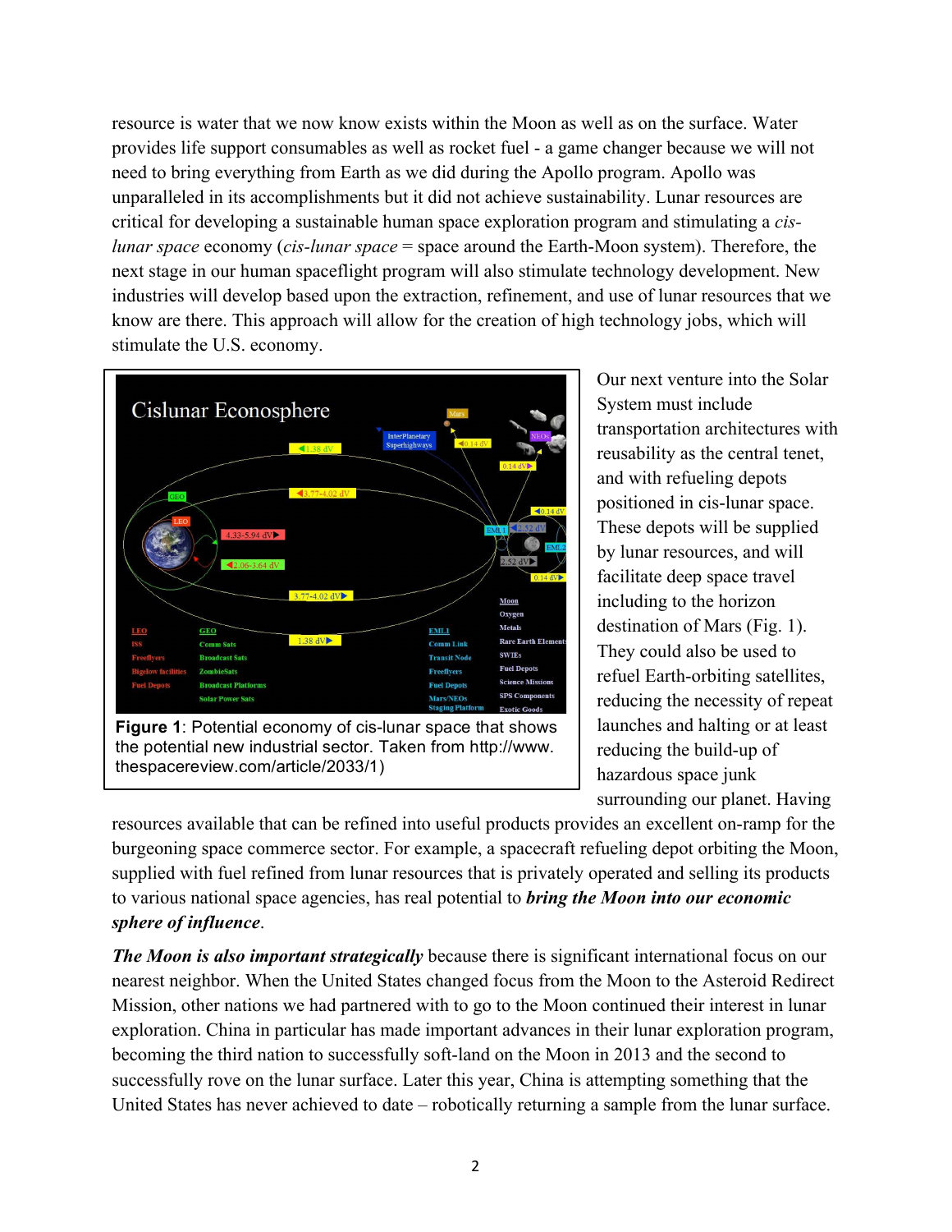resource is water that we now know exists within the Moon as well as on the surface. Water provides life support consumables as well as rocket fuel - a game changer because we will not need to bring everything from Earth as we did during the Apollo program. Apollo was unparalleled in its accomplishments but it did not achieve sustainability. Lunar resources are critical for developing a sustainable human space exploration program and stimulating a *cis-lunar space* economy (*cis-lunar space* = space around the Earth-Moon system). Therefore, the next stage in our human spaceflight program will also stimulate technology development. New industries will develop based upon the extraction, refinement, and use of lunar resources that we know are there. This approach will allow for the creation of high technology jobs, which will stimulate the U.S. economy.

**Figure 1**: Potential economy of cis-lunar space that shows the potential new industrial sector. Taken from http://www.thespacereview.com/article/2033/1)

Our next venture into the Solar System must include transportation architectures with reusability as the central tenet, and with refueling depots positioned in cis-lunar space. These depots will be supplied by lunar resources, and will facilitate deep space travel including to the horizon destination of Mars (Fig. 1). They could also be used to refuel Earth-orbiting satellites, reducing the necessity of repeat launches and halting or at least reducing the build-up of hazardous space junk surrounding our planet. Having resources available that can be refined into useful products provides an excellent on-ramp for the burgeoning space commerce sector. For example, a spacecraft refueling depot orbiting the Moon, supplied with fuel refined from lunar resources that is privately operated and selling its products to various national space agencies, has real potential to ***bring the Moon into our economic sphere of influence***.

***The Moon is also important strategically*** because there is significant international focus on our nearest neighbor. When the United States changed focus from the Moon to the Asteroid Redirect Mission, other nations we had partnered with to go to the Moon continued their interest in lunar exploration. China in particular has made important advances in their lunar exploration program, becoming the third nation to successfully soft-land on the Moon in 2013 and the second to successfully rove on the lunar surface. Later this year, China is attempting something that the United States has never achieved to date – robotically returning a sample from the lunar surface.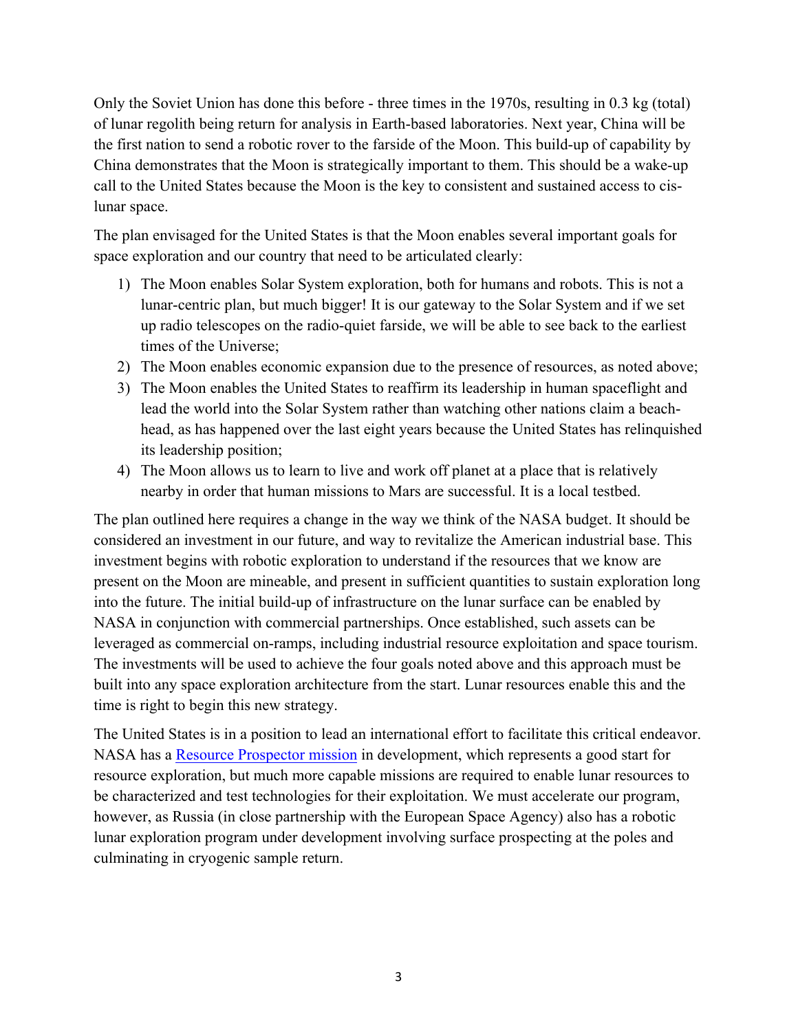Only the Soviet Union has done this before - three times in the 1970s, resulting in 0.3 kg (total) of lunar regolith being return for analysis in Earth-based laboratories. Next year, China will be the first nation to send a robotic rover to the farside of the Moon. This build-up of capability by China demonstrates that the Moon is strategically important to them. This should be a wake-up call to the United States because the Moon is the key to consistent and sustained access to cis-lunar space.

The plan envisaged for the United States is that the Moon enables several important goals for space exploration and our country that need to be articulated clearly:

1) The Moon enables Solar System exploration, both for humans and robots. This is not a lunar-centric plan, but much bigger! It is our gateway to the Solar System and if we set up radio telescopes on the radio-quiet farside, we will be able to see back to the earliest times of the Universe;
2) The Moon enables economic expansion due to the presence of resources, as noted above;
3) The Moon enables the United States to reaffirm its leadership in human spaceflight and lead the world into the Solar System rather than watching other nations claim a beach-head, as has happened over the last eight years because the United States has relinquished its leadership position;
4) The Moon allows us to learn to live and work off planet at a place that is relatively nearby in order that human missions to Mars are successful. It is a local testbed.

The plan outlined here requires a change in the way we think of the NASA budget. It should be considered an investment in our future, and way to revitalize the American industrial base. This investment begins with robotic exploration to understand if the resources that we know are present on the Moon are mineable, and present in sufficient quantities to sustain exploration long into the future. The initial build-up of infrastructure on the lunar surface can be enabled by NASA in conjunction with commercial partnerships. Once established, such assets can be leveraged as commercial on-ramps, including industrial resource exploitation and space tourism. The investments will be used to achieve the four goals noted above and this approach must be built into any space exploration architecture from the start. Lunar resources enable this and the time is right to begin this new strategy.

The United States is in a position to lead an international effort to facilitate this critical endeavor. NASA has a Resource Prospector mission in development, which represents a good start for resource exploration, but much more capable missions are required to enable lunar resources to be characterized and test technologies for their exploitation. We must accelerate our program, however, as Russia (in close partnership with the European Space Agency) also has a robotic lunar exploration program under development involving surface prospecting at the poles and culminating in cryogenic sample return.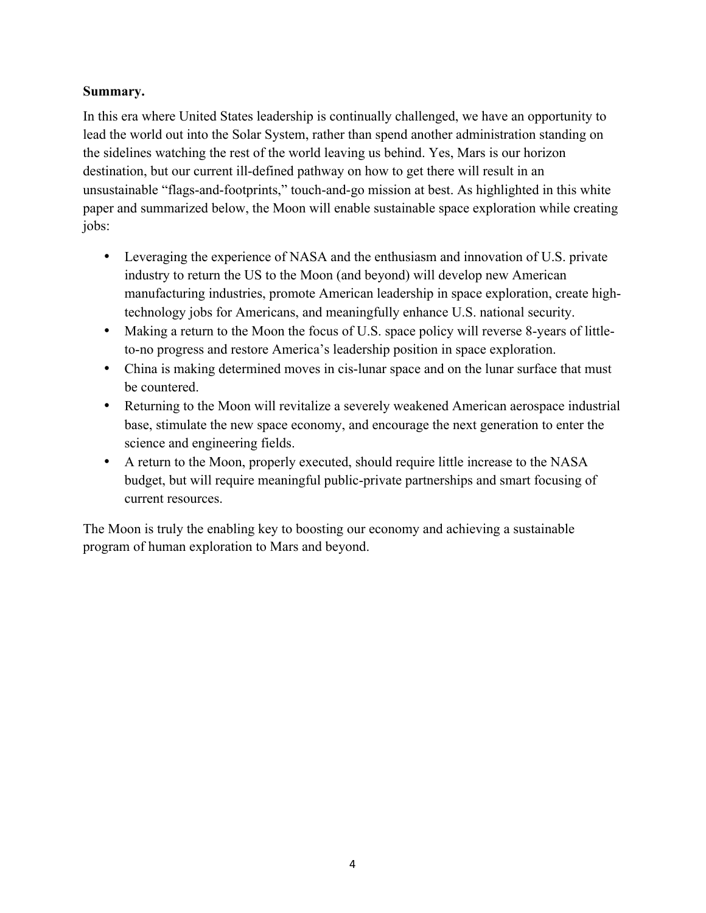**Summary.**

In this era where United States leadership is continually challenged, we have an opportunity to lead the world out into the Solar System, rather than spend another administration standing on the sidelines watching the rest of the world leaving us behind. Yes, Mars is our horizon destination, but our current ill-defined pathway on how to get there will result in an unsustainable "flags-and-footprints," touch-and-go mission at best. As highlighted in this white paper and summarized below, the Moon will enable sustainable space exploration while creating jobs:

- Leveraging the experience of NASA and the enthusiasm and innovation of U.S. private industry to return the US to the Moon (and beyond) will develop new American manufacturing industries, promote American leadership in space exploration, create high-technology jobs for Americans, and meaningfully enhance U.S. national security.
- Making a return to the Moon the focus of U.S. space policy will reverse 8-years of little-to-no progress and restore America's leadership position in space exploration.
- China is making determined moves in cis-lunar space and on the lunar surface that must be countered.
- Returning to the Moon will revitalize a severely weakened American aerospace industrial base, stimulate the new space economy, and encourage the next generation to enter the science and engineering fields.
- A return to the Moon, properly executed, should require little increase to the NASA budget, but will require meaningful public-private partnerships and smart focusing of current resources.

The Moon is truly the enabling key to boosting our economy and achieving a sustainable program of human exploration to Mars and beyond.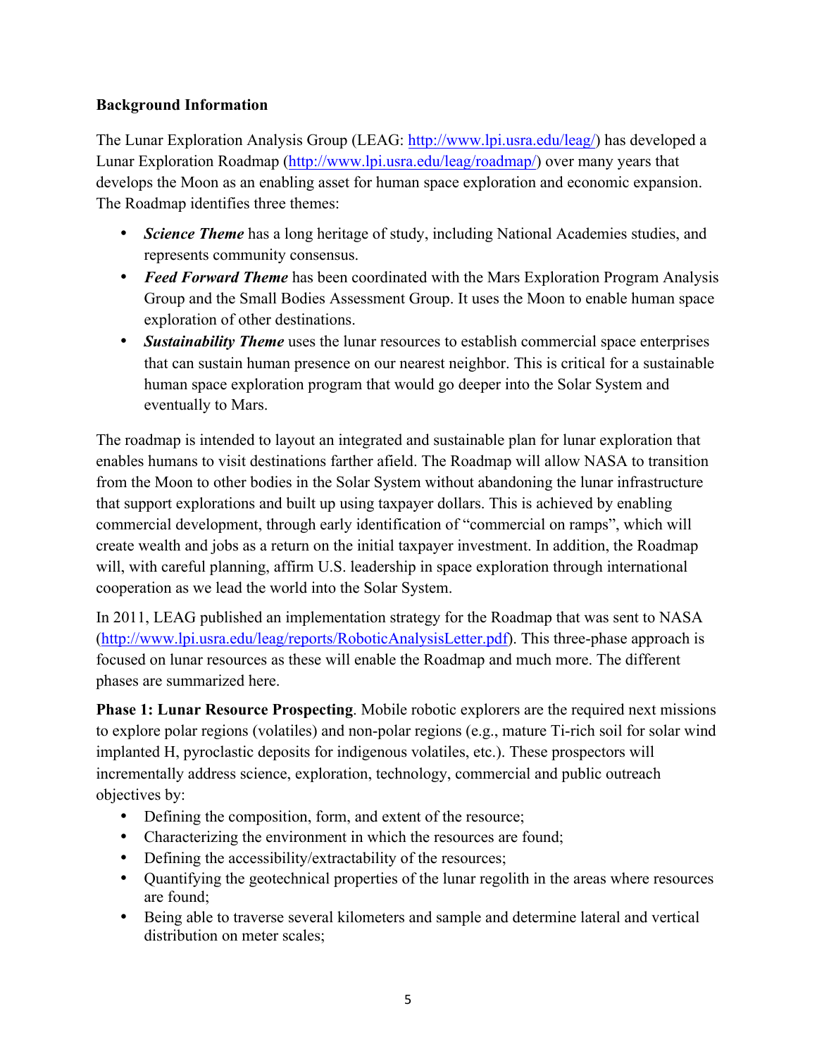**Background Information**

The Lunar Exploration Analysis Group (LEAG: http://www.lpi.usra.edu/leag/) has developed a Lunar Exploration Roadmap (http://www.lpi.usra.edu/leag/roadmap/) over many years that develops the Moon as an enabling asset for human space exploration and economic expansion. The Roadmap identifies three themes:

- ***Science Theme*** has a long heritage of study, including National Academies studies, and represents community consensus.
- ***Feed Forward Theme*** has been coordinated with the Mars Exploration Program Analysis Group and the Small Bodies Assessment Group. It uses the Moon to enable human space exploration of other destinations.
- ***Sustainability Theme*** uses the lunar resources to establish commercial space enterprises that can sustain human presence on our nearest neighbor. This is critical for a sustainable human space exploration program that would go deeper into the Solar System and eventually to Mars.

The roadmap is intended to layout an integrated and sustainable plan for lunar exploration that enables humans to visit destinations farther afield. The Roadmap will allow NASA to transition from the Moon to other bodies in the Solar System without abandoning the lunar infrastructure that support explorations and built up using taxpayer dollars. This is achieved by enabling commercial development, through early identification of "commercial on ramps", which will create wealth and jobs as a return on the initial taxpayer investment. In addition, the Roadmap will, with careful planning, affirm U.S. leadership in space exploration through international cooperation as we lead the world into the Solar System.

In 2011, LEAG published an implementation strategy for the Roadmap that was sent to NASA (http://www.lpi.usra.edu/leag/reports/RoboticAnalysisLetter.pdf). This three-phase approach is focused on lunar resources as these will enable the Roadmap and much more. The different phases are summarized here.

**Phase 1: Lunar Resource Prospecting**. Mobile robotic explorers are the required next missions to explore polar regions (volatiles) and non-polar regions (e.g., mature Ti-rich soil for solar wind implanted H, pyroclastic deposits for indigenous volatiles, etc.). These prospectors will incrementally address science, exploration, technology, commercial and public outreach objectives by:

- Defining the composition, form, and extent of the resource;
- Characterizing the environment in which the resources are found;
- Defining the accessibility/extractability of the resources;
- Quantifying the geotechnical properties of the lunar regolith in the areas where resources are found;
- Being able to traverse several kilometers and sample and determine lateral and vertical distribution on meter scales;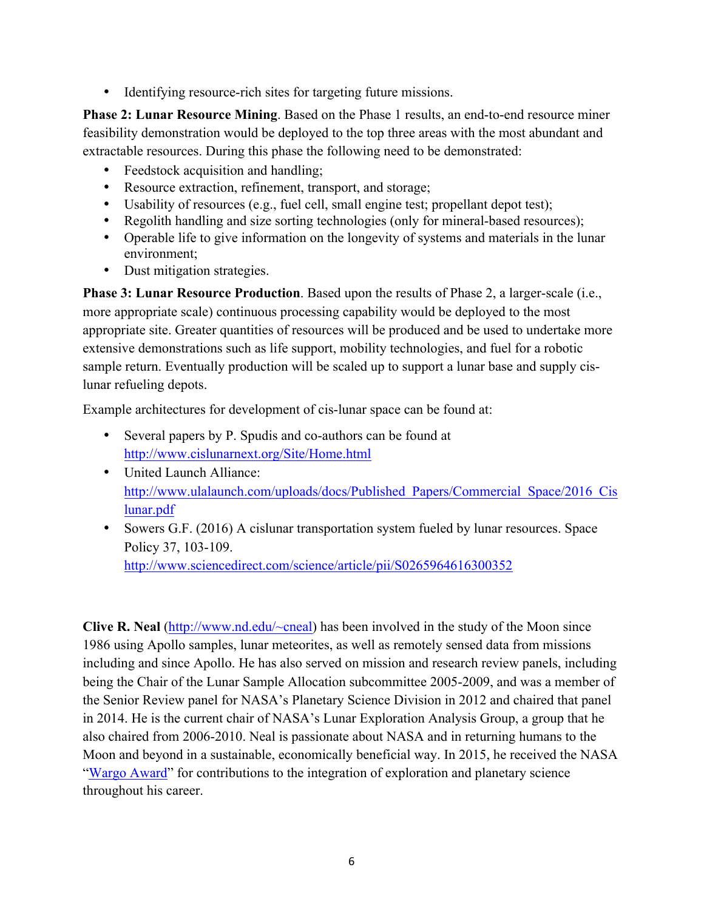- Identifying resource-rich sites for targeting future missions.

**Phase 2: Lunar Resource Mining**. Based on the Phase 1 results, an end-to-end resource miner feasibility demonstration would be deployed to the top three areas with the most abundant and extractable resources. During this phase the following need to be demonstrated:

- Feedstock acquisition and handling;
- Resource extraction, refinement, transport, and storage;
- Usability of resources (e.g., fuel cell, small engine test; propellant depot test);
- Regolith handling and size sorting technologies (only for mineral-based resources);
- Operable life to give information on the longevity of systems and materials in the lunar environment;
- Dust mitigation strategies.

**Phase 3: Lunar Resource Production**. Based upon the results of Phase 2, a larger-scale (i.e., more appropriate scale) continuous processing capability would be deployed to the most appropriate site. Greater quantities of resources will be produced and be used to undertake more extensive demonstrations such as life support, mobility technologies, and fuel for a robotic sample return. Eventually production will be scaled up to support a lunar base and supply cis-lunar refueling depots.

Example architectures for development of cis-lunar space can be found at:

- Several papers by P. Spudis and co-authors can be found at http://www.cislunarnext.org/Site/Home.html
- United Launch Alliance: http://www.ulalaunch.com/uploads/docs/Published_Papers/Commercial_Space/2016_Cislunar.pdf
- Sowers G.F. (2016) A cislunar transportation system fueled by lunar resources. Space Policy 37, 103-109. http://www.sciencedirect.com/science/article/pii/S0265964616300352

**Clive R. Neal** (http://www.nd.edu/~cneal) has been involved in the study of the Moon since 1986 using Apollo samples, lunar meteorites, as well as remotely sensed data from missions including and since Apollo. He has also served on mission and research review panels, including being the Chair of the Lunar Sample Allocation subcommittee 2005-2009, and was a member of the Senior Review panel for NASA's Planetary Science Division in 2012 and chaired that panel in 2014. He is the current chair of NASA's Lunar Exploration Analysis Group, a group that he also chaired from 2006-2010. Neal is passionate about NASA and in returning humans to the Moon and beyond in a sustainable, economically beneficial way. In 2015, he received the NASA "Wargo Award" for contributions to the integration of exploration and planetary science throughout his career.